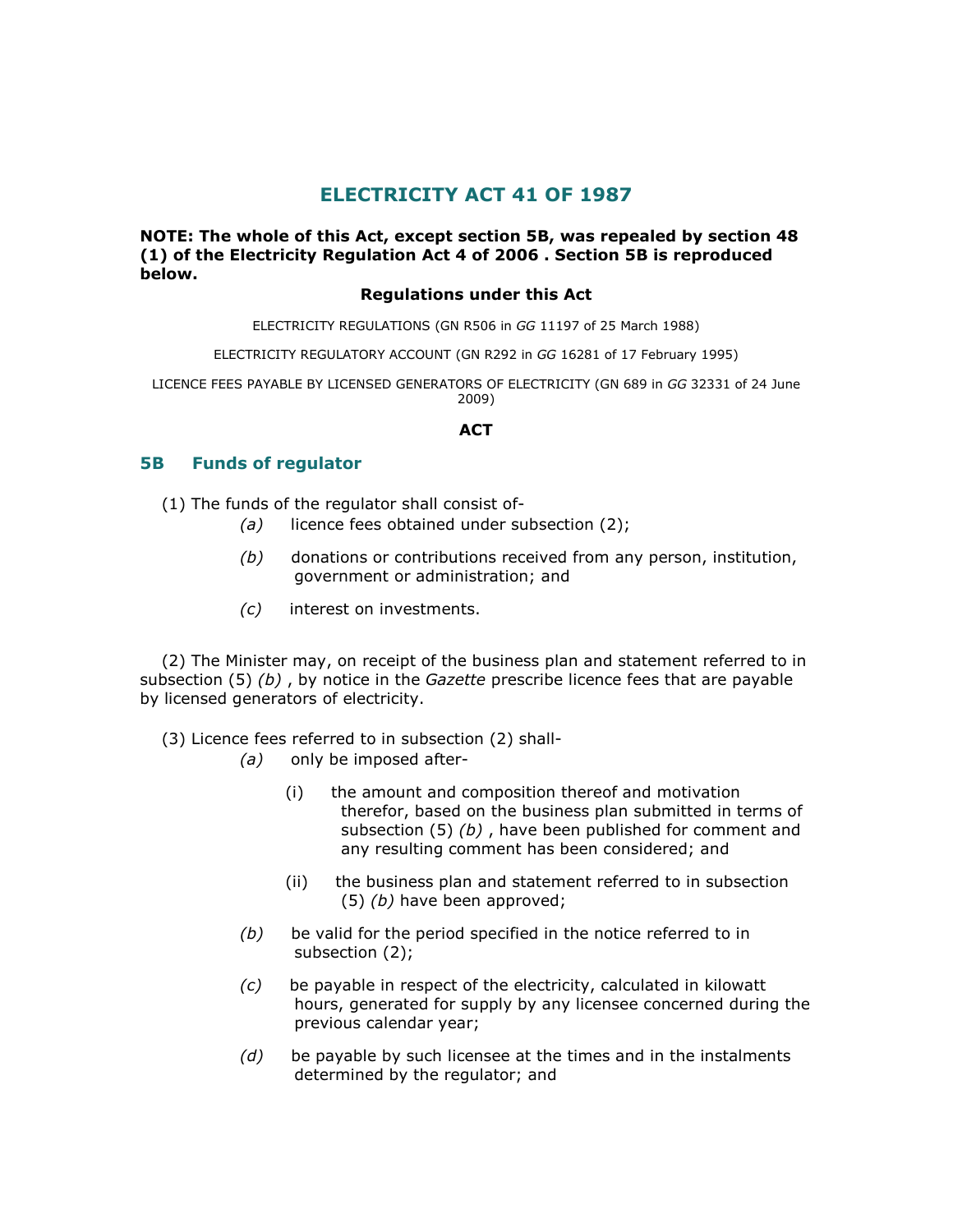# ELECTRICITY ACT 41 OF 1987

**NOTE: The whole of this Act, except section 5B, was repealed by section 48 (1) of the Electricity Regulation Act 4 of 2006 . Section 5B is reproduced below.**

**Regulations under this Act**

ELECTRICITY REGULATIONS (GN R506 in *GG* 11197 of 25 March 1988)

ELECTRICITY REGULATORY ACCOUNT (GN R292 in *GG* 16281 of 17 February 1995)

LICENCE FEES PAYABLE BY LICENSED GENERATORS OF ELECTRICITY (GN 689 in *GG* 32331 of 24 June 2009)

**ACT**

## 5B Funds of regulator

(1) The funds of the regulator shall consist of-

*(a)* licence fees obtained under subsection (2);

*(b)* donations or contributions received from any person, institution, government or administration; and

*(c)* interest on investments.

(2) The Minister may, on receipt of the business plan and statement referred to in subsection (5) *(b)* , by notice in the *Gazette* prescribe licence fees that are payable by licensed generators of electricity.

(3) Licence fees referred to in subsection (2) shall-

*(a)* only be imposed after-

(i) the amount and composition thereof and motivation therefor, based on the business plan submitted in terms of subsection (5) *(b)* , have been published for comment and any resulting comment has been considered; and

(ii) the business plan and statement referred to in subsection (5) *(b)* have been approved;

*(b)* be valid for the period specified in the notice referred to in subsection (2);

*(c)* be payable in respect of the electricity, calculated in kilowatt hours, generated for supply by any licensee concerned during the previous calendar year;

*(d)* be payable by such licensee at the times and in the instalments determined by the regulator; and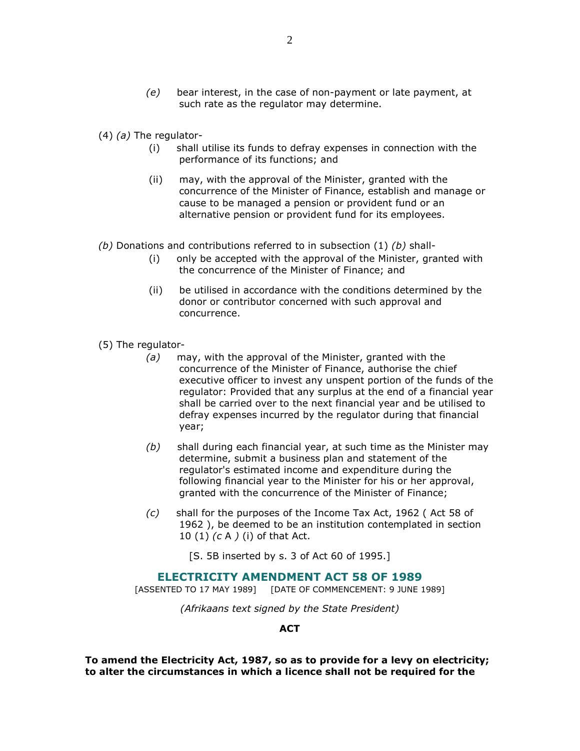(e) bear interest, in the case of non-payment or late payment, at such rate as the regulator may determine.

(4) *(a)* The regulator-

(i) shall utilise its funds to defray expenses in connection with the performance of its functions; and

(ii) may, with the approval of the Minister, granted with the concurrence of the Minister of Finance, establish and manage or cause to be managed a pension or provident fund or an alternative pension or provident fund for its employees.

*(b)* Donations and contributions referred to in subsection (1) *(b)* shall-

(i) only be accepted with the approval of the Minister, granted with the concurrence of the Minister of Finance; and

(ii) be utilised in accordance with the conditions determined by the donor or contributor concerned with such approval and concurrence.

(5) The regulator-

*(a)* may, with the approval of the Minister, granted with the concurrence of the Minister of Finance, authorise the chief executive officer to invest any unspent portion of the funds of the regulator: Provided that any surplus at the end of a financial year shall be carried over to the next financial year and be utilised to defray expenses incurred by the regulator during that financial year;

*(b)* shall during each financial year, at such time as the Minister may determine, submit a business plan and statement of the regulator's estimated income and expenditure during the following financial year to the Minister for his or her approval, granted with the concurrence of the Minister of Finance;

*(c)* shall for the purposes of the Income Tax Act, 1962 ( Act 58 of 1962 ), be deemed to be an institution contemplated in section 10 (1) *(c* A *)* (i) of that Act.

[S. 5B inserted by s. 3 of Act 60 of 1995.]

## ELECTRICITY AMENDMENT ACT 58 OF 1989

[ASSENTED TO 17 MAY 1989] [DATE OF COMMENCEMENT: 9 JUNE 1989]

*(Afrikaans text signed by the State President)*

**ACT**

**To amend the Electricity Act, 1987, so as to provide for a levy on electricity; to alter the circumstances in which a licence shall not be required for the**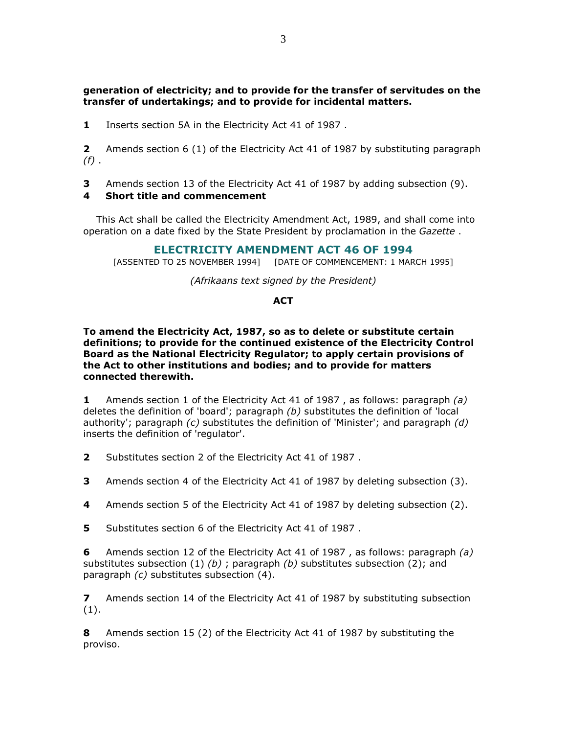**generation of electricity; and to provide for the transfer of servitudes on the transfer of undertakings; and to provide for incidental matters.**

**1** Inserts section 5A in the Electricity Act 41 of 1987 .

**2** Amends section 6 (1) of the Electricity Act 41 of 1987 by substituting paragraph *(f)* .

**3** Amends section 13 of the Electricity Act 41 of 1987 by adding subsection (9).

**4 Short title and commencement**

This Act shall be called the Electricity Amendment Act, 1989, and shall come into operation on a date fixed by the State President by proclamation in the *Gazette* .

## ELECTRICITY AMENDMENT ACT 46 OF 1994

[ASSENTED TO 25 NOVEMBER 1994] [DATE OF COMMENCEMENT: 1 MARCH 1995]

*(Afrikaans text signed by the President)*

**ACT**

**To amend the Electricity Act, 1987, so as to delete or substitute certain definitions; to provide for the continued existence of the Electricity Control Board as the National Electricity Regulator; to apply certain provisions of the Act to other institutions and bodies; and to provide for matters connected therewith.**

**1** Amends section 1 of the Electricity Act 41 of 1987 , as follows: paragraph *(a)* deletes the definition of 'board'; paragraph *(b)* substitutes the definition of 'local authority'; paragraph *(c)* substitutes the definition of 'Minister'; and paragraph *(d)* inserts the definition of 'regulator'.

**2** Substitutes section 2 of the Electricity Act 41 of 1987 .

**3** Amends section 4 of the Electricity Act 41 of 1987 by deleting subsection (3).

**4** Amends section 5 of the Electricity Act 41 of 1987 by deleting subsection (2).

**5** Substitutes section 6 of the Electricity Act 41 of 1987 .

**6** Amends section 12 of the Electricity Act 41 of 1987 , as follows: paragraph *(a)* substitutes subsection (1) *(b)* ; paragraph *(b)* substitutes subsection (2); and paragraph *(c)* substitutes subsection (4).

**7** Amends section 14 of the Electricity Act 41 of 1987 by substituting subsection (1).

**8** Amends section 15 (2) of the Electricity Act 41 of 1987 by substituting the proviso.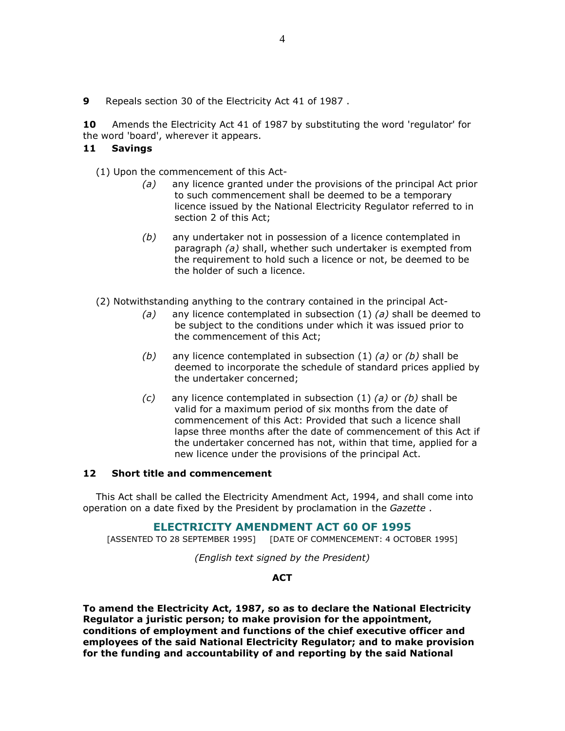**9** Repeals section 30 of the Electricity Act 41 of 1987 .

**10** Amends the Electricity Act 41 of 1987 by substituting the word 'regulator' for the word 'board', wherever it appears.

### 11 Savings

(1) Upon the commencement of this Act-

*(a)* any licence granted under the provisions of the principal Act prior to such commencement shall be deemed to be a temporary licence issued by the National Electricity Regulator referred to in section 2 of this Act;

*(b)* any undertaker not in possession of a licence contemplated in paragraph *(a)* shall, whether such undertaker is exempted from the requirement to hold such a licence or not, be deemed to be the holder of such a licence.

(2) Notwithstanding anything to the contrary contained in the principal Act-

*(a)* any licence contemplated in subsection (1) *(a)* shall be deemed to be subject to the conditions under which it was issued prior to the commencement of this Act;

*(b)* any licence contemplated in subsection (1) *(a)* or *(b)* shall be deemed to incorporate the schedule of standard prices applied by the undertaker concerned;

*(c)* any licence contemplated in subsection (1) *(a)* or *(b)* shall be valid for a maximum period of six months from the date of commencement of this Act: Provided that such a licence shall lapse three months after the date of commencement of this Act if the undertaker concerned has not, within that time, applied for a new licence under the provisions of the principal Act.

### 12 Short title and commencement

This Act shall be called the Electricity Amendment Act, 1994, and shall come into operation on a date fixed by the President by proclamation in the *Gazette* .

## ELECTRICITY AMENDMENT ACT 60 OF 1995

[ASSENTED TO 28 SEPTEMBER 1995] [DATE OF COMMENCEMENT: 4 OCTOBER 1995]

*(English text signed by the President)*

**ACT**

**To amend the Electricity Act, 1987, so as to declare the National Electricity Regulator a juristic person; to make provision for the appointment, conditions of employment and functions of the chief executive officer and employees of the said National Electricity Regulator; and to make provision for the funding and accountability of and reporting by the said National**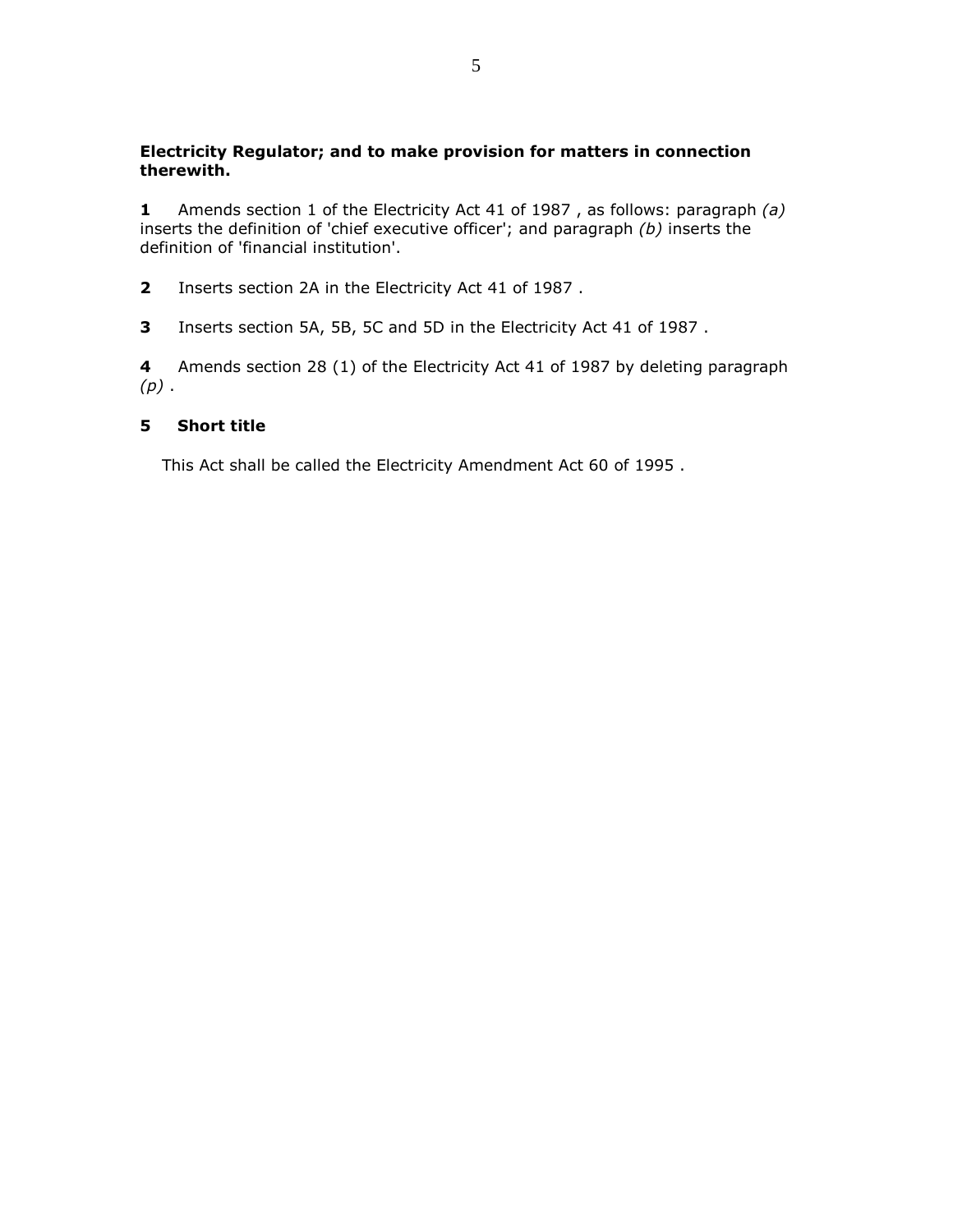**Electricity Regulator; and to make provision for matters in connection therewith.**

**1** Amends section 1 of the Electricity Act 41 of 1987 , as follows: paragraph *(a)* inserts the definition of 'chief executive officer'; and paragraph *(b)* inserts the definition of 'financial institution'.

**2** Inserts section 2A in the Electricity Act 41 of 1987 .

**3** Inserts section 5A, 5B, 5C and 5D in the Electricity Act 41 of 1987 .

**4** Amends section 28 (1) of the Electricity Act 41 of 1987 by deleting paragraph *(p)* .

**5 Short title**

This Act shall be called the Electricity Amendment Act 60 of 1995 .